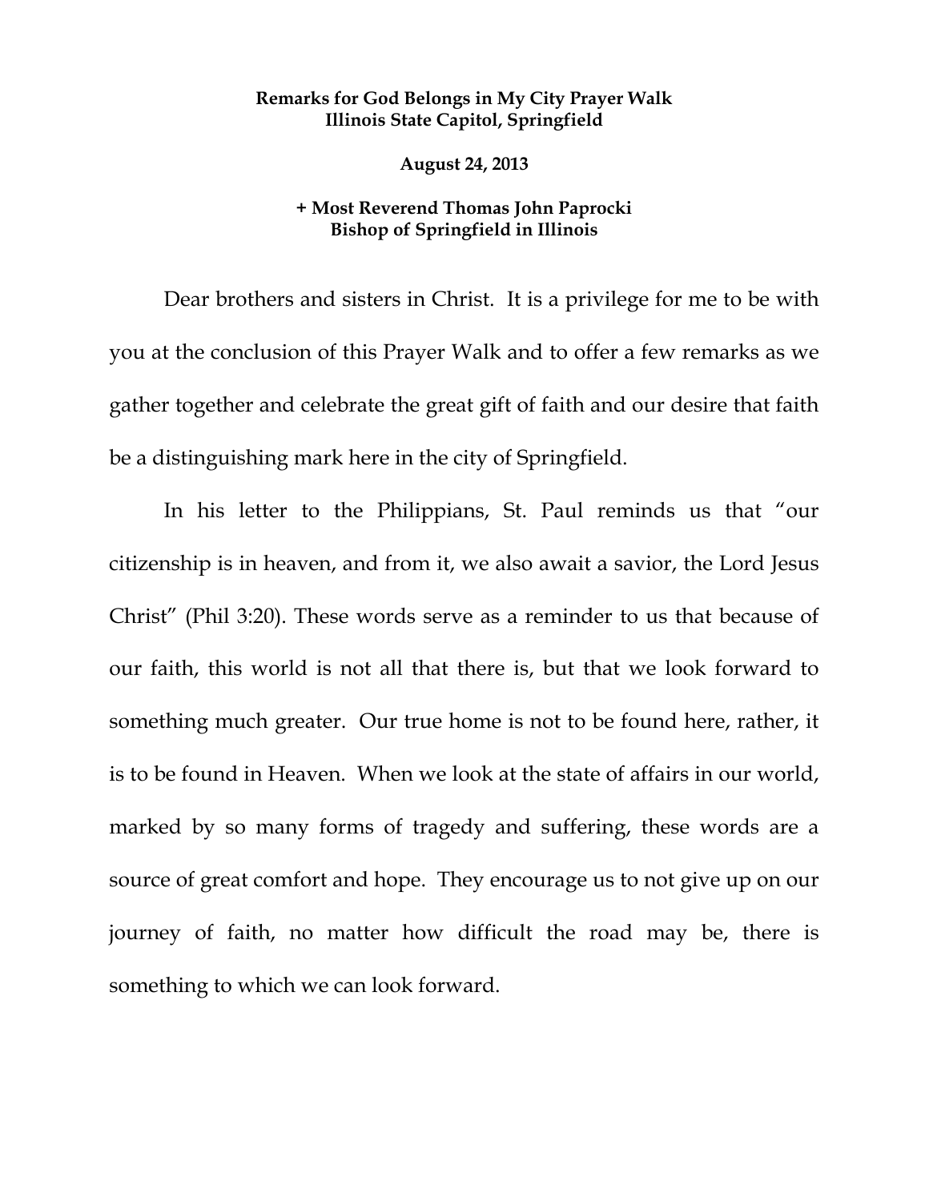**Remarks for God Belongs in My City Prayer Walk**
**Illinois State Capitol, Springfield**

**August 24, 2013**

**+ Most Reverend Thomas John Paprocki**
**Bishop of Springfield in Illinois**

Dear brothers and sisters in Christ. It is a privilege for me to be with you at the conclusion of this Prayer Walk and to offer a few remarks as we gather together and celebrate the great gift of faith and our desire that faith be a distinguishing mark here in the city of Springfield.

In his letter to the Philippians, St. Paul reminds us that "our citizenship is in heaven, and from it, we also await a savior, the Lord Jesus Christ" (Phil 3:20). These words serve as a reminder to us that because of our faith, this world is not all that there is, but that we look forward to something much greater. Our true home is not to be found here, rather, it is to be found in Heaven. When we look at the state of affairs in our world, marked by so many forms of tragedy and suffering, these words are a source of great comfort and hope. They encourage us to not give up on our journey of faith, no matter how difficult the road may be, there is something to which we can look forward.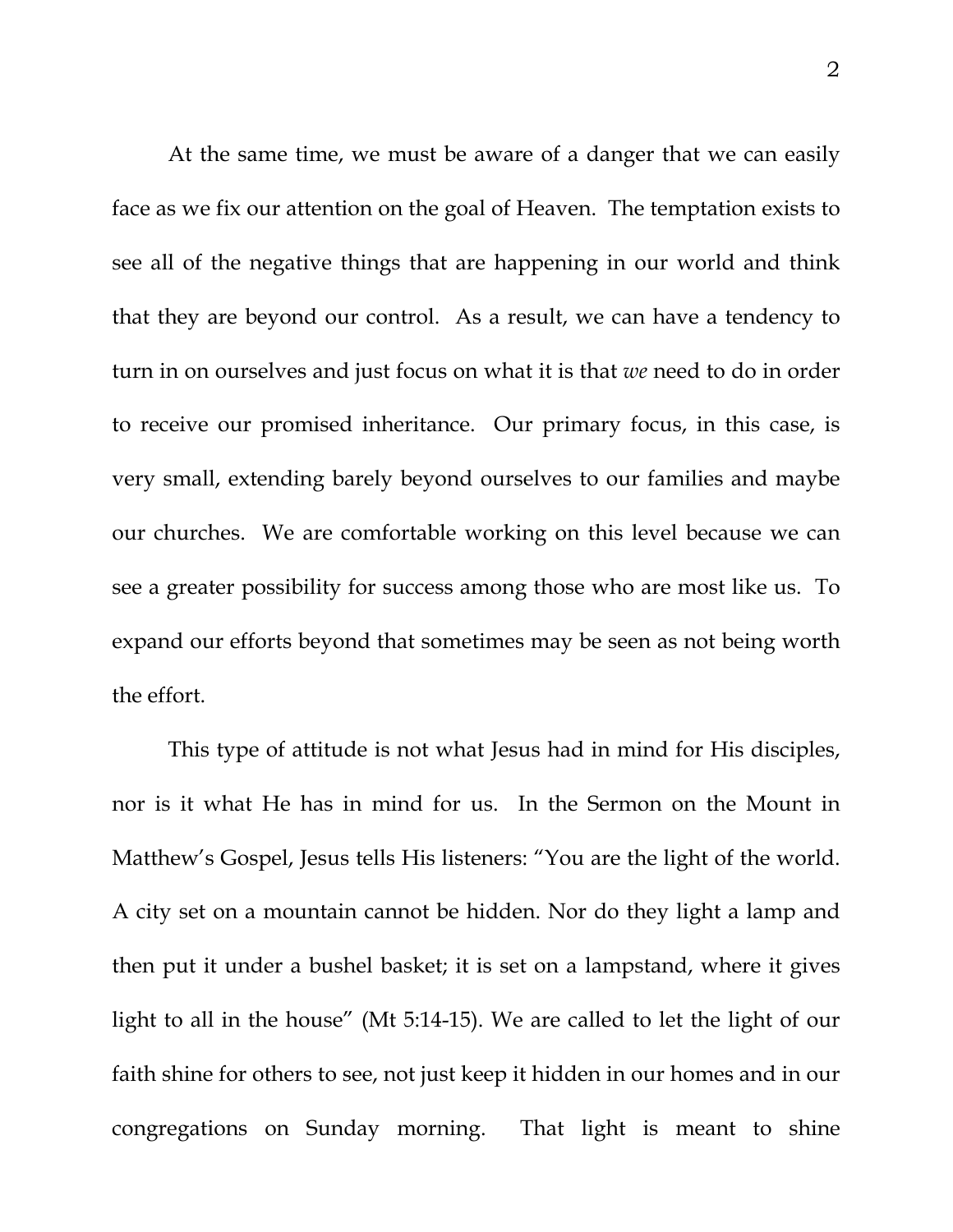At the same time, we must be aware of a danger that we can easily face as we fix our attention on the goal of Heaven. The temptation exists to see all of the negative things that are happening in our world and think that they are beyond our control. As a result, we can have a tendency to turn in on ourselves and just focus on what it is that *we* need to do in order to receive our promised inheritance. Our primary focus, in this case, is very small, extending barely beyond ourselves to our families and maybe our churches. We are comfortable working on this level because we can see a greater possibility for success among those who are most like us. To expand our efforts beyond that sometimes may be seen as not being worth the effort.

This type of attitude is not what Jesus had in mind for His disciples, nor is it what He has in mind for us. In the Sermon on the Mount in Matthew's Gospel, Jesus tells His listeners: "You are the light of the world. A city set on a mountain cannot be hidden. Nor do they light a lamp and then put it under a bushel basket; it is set on a lampstand, where it gives light to all in the house" (Mt 5:14-15). We are called to let the light of our faith shine for others to see, not just keep it hidden in our homes and in our congregations on Sunday morning. That light is meant to shine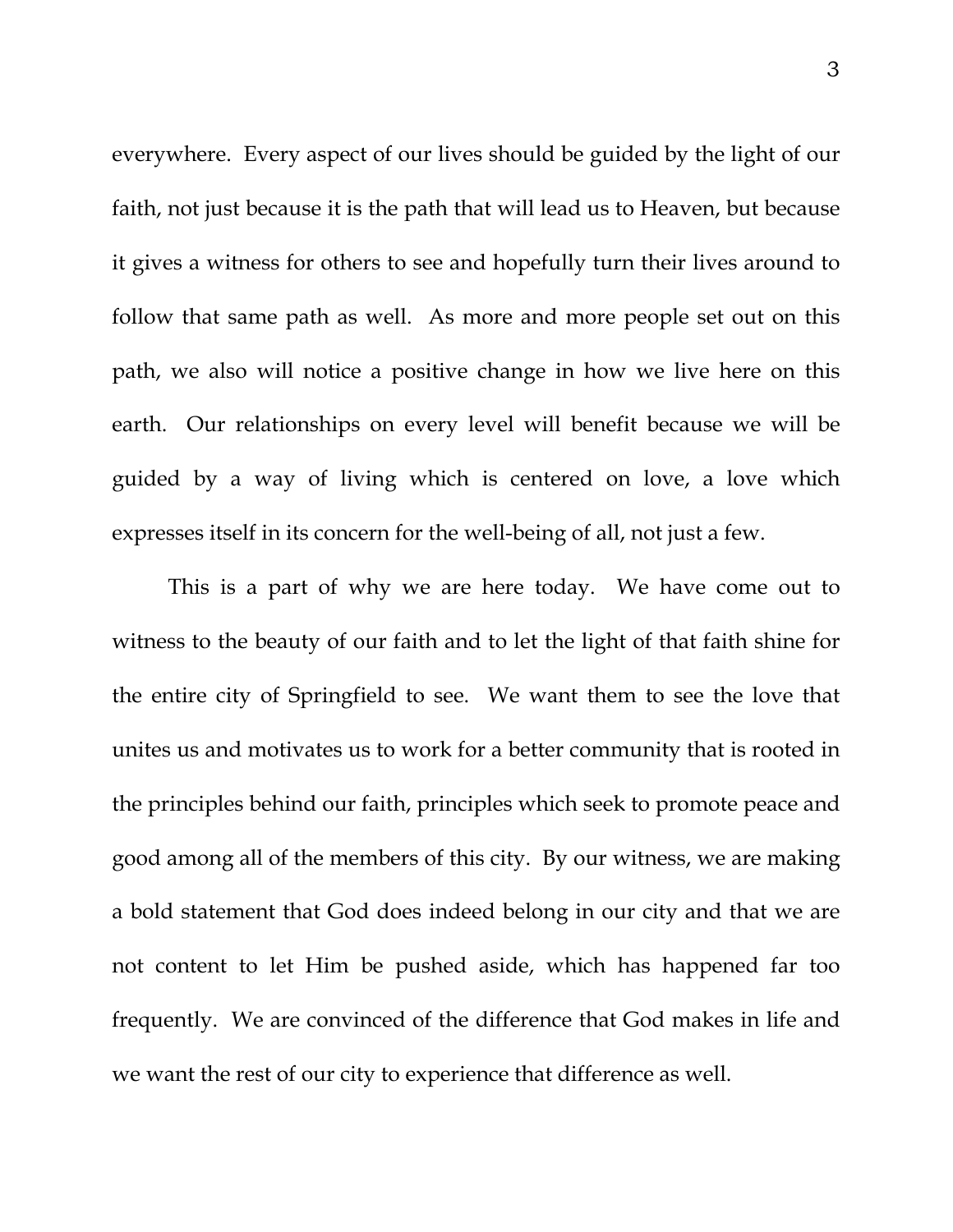everywhere. Every aspect of our lives should be guided by the light of our faith, not just because it is the path that will lead us to Heaven, but because it gives a witness for others to see and hopefully turn their lives around to follow that same path as well. As more and more people set out on this path, we also will notice a positive change in how we live here on this earth. Our relationships on every level will benefit because we will be guided by a way of living which is centered on love, a love which expresses itself in its concern for the well-being of all, not just a few.

This is a part of why we are here today. We have come out to witness to the beauty of our faith and to let the light of that faith shine for the entire city of Springfield to see. We want them to see the love that unites us and motivates us to work for a better community that is rooted in the principles behind our faith, principles which seek to promote peace and good among all of the members of this city. By our witness, we are making a bold statement that God does indeed belong in our city and that we are not content to let Him be pushed aside, which has happened far too frequently. We are convinced of the difference that God makes in life and we want the rest of our city to experience that difference as well.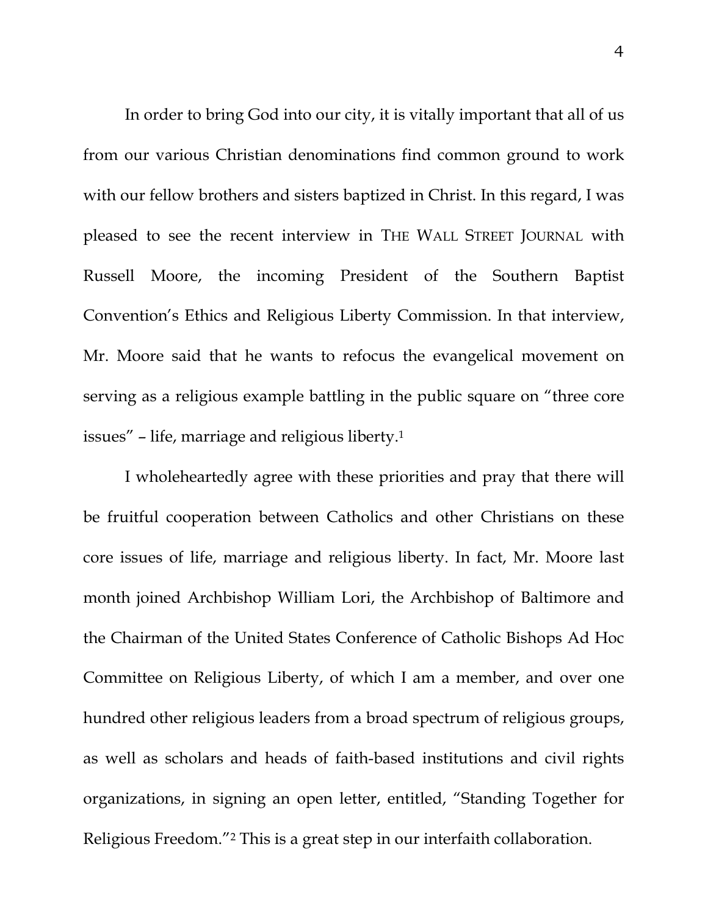In order to bring God into our city, it is vitally important that all of us from our various Christian denominations find common ground to work with our fellow brothers and sisters baptized in Christ. In this regard, I was pleased to see the recent interview in THE WALL STREET JOURNAL with Russell Moore, the incoming President of the Southern Baptist Convention's Ethics and Religious Liberty Commission. In that interview, Mr. Moore said that he wants to refocus the evangelical movement on serving as a religious example battling in the public square on "three core issues" – life, marriage and religious liberty.[1]

I wholeheartedly agree with these priorities and pray that there will be fruitful cooperation between Catholics and other Christians on these core issues of life, marriage and religious liberty. In fact, Mr. Moore last month joined Archbishop William Lori, the Archbishop of Baltimore and the Chairman of the United States Conference of Catholic Bishops Ad Hoc Committee on Religious Liberty, of which I am a member, and over one hundred other religious leaders from a broad spectrum of religious groups, as well as scholars and heads of faith-based institutions and civil rights organizations, in signing an open letter, entitled, "Standing Together for Religious Freedom."[2] This is a great step in our interfaith collaboration.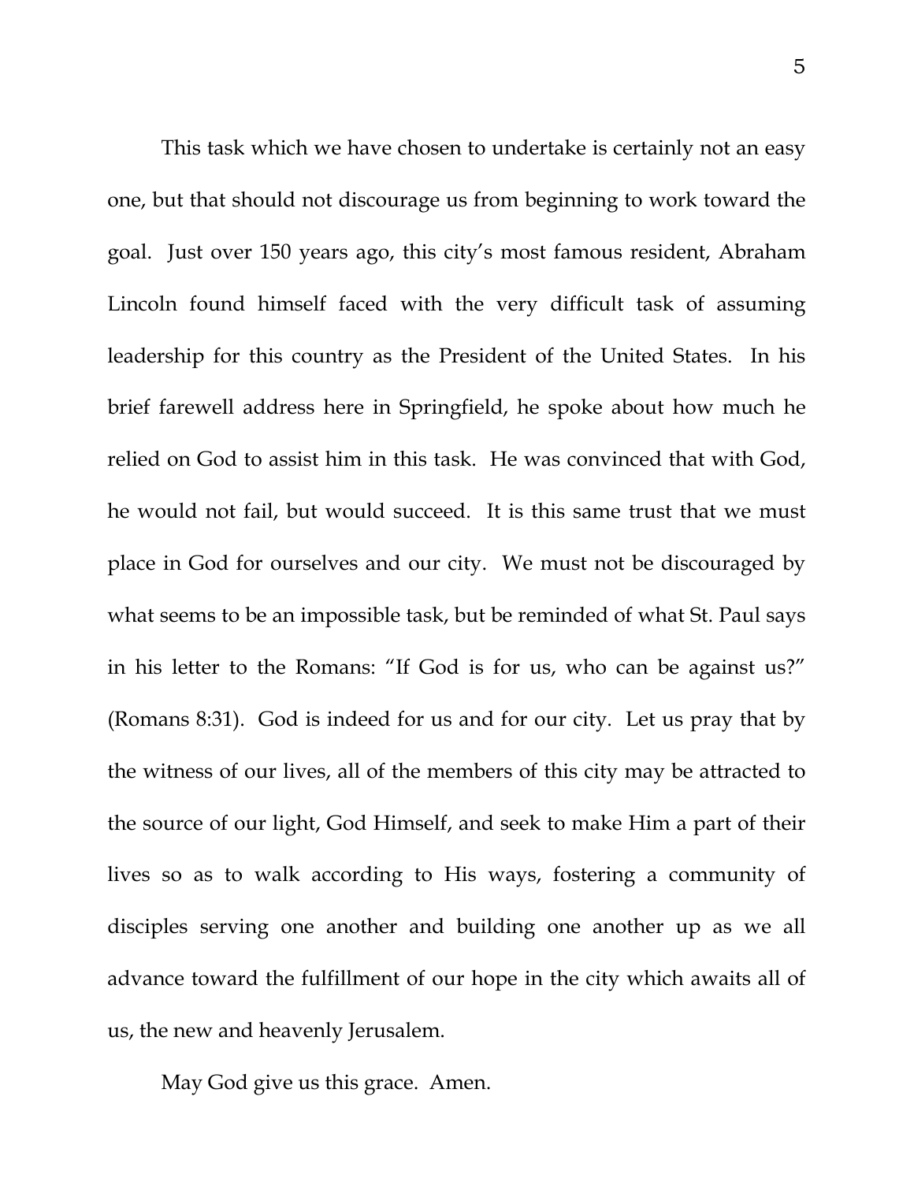This task which we have chosen to undertake is certainly not an easy one, but that should not discourage us from beginning to work toward the goal. Just over 150 years ago, this city's most famous resident, Abraham Lincoln found himself faced with the very difficult task of assuming leadership for this country as the President of the United States. In his brief farewell address here in Springfield, he spoke about how much he relied on God to assist him in this task. He was convinced that with God, he would not fail, but would succeed. It is this same trust that we must place in God for ourselves and our city. We must not be discouraged by what seems to be an impossible task, but be reminded of what St. Paul says in his letter to the Romans: "If God is for us, who can be against us?" (Romans 8:31). God is indeed for us and for our city. Let us pray that by the witness of our lives, all of the members of this city may be attracted to the source of our light, God Himself, and seek to make Him a part of their lives so as to walk according to His ways, fostering a community of disciples serving one another and building one another up as we all advance toward the fulfillment of our hope in the city which awaits all of us, the new and heavenly Jerusalem.

May God give us this grace. Amen.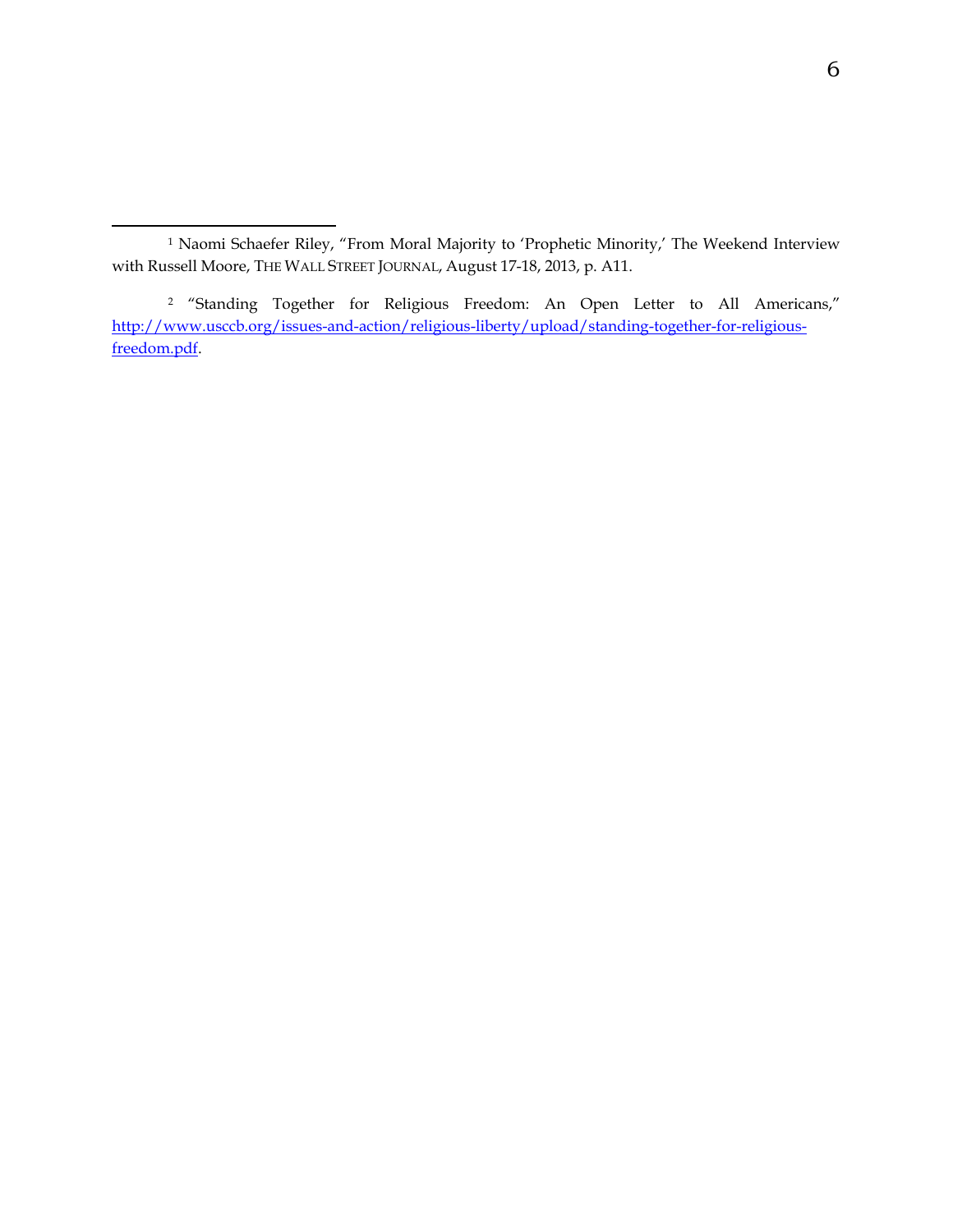[1] Naomi Schaefer Riley, "From Moral Majority to 'Prophetic Minority,' The Weekend Interview with Russell Moore, THE WALL STREET JOURNAL, August 17-18, 2013, p. A11.

[2] "Standing Together for Religious Freedom: An Open Letter to All Americans," http://www.usccb.org/issues-and-action/religious-liberty/upload/standing-together-for-religious-freedom.pdf.